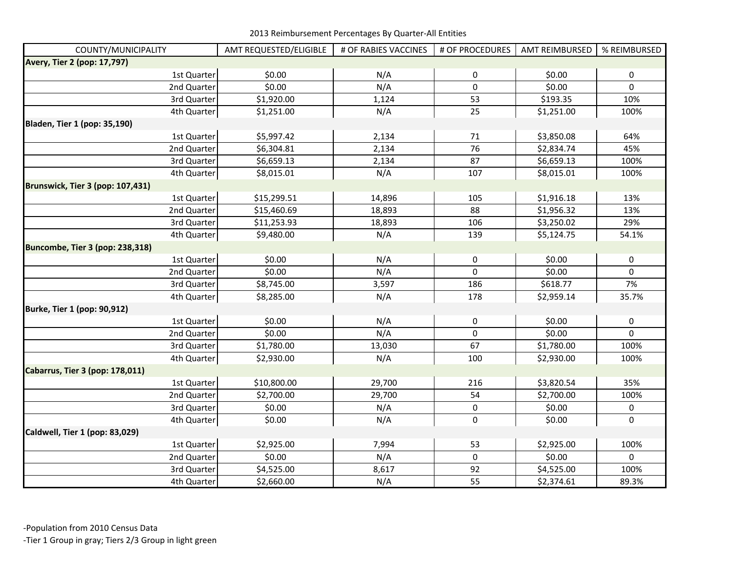2013 Reimbursement Percentages By Quarter-All Entities

| COUNTY/MUNICIPALITY | AMT REQUESTED/ELIGIBLE | # OF RABIES VACCINES | # OF PROCEDURES | AMT REIMBURSED | % REIMBURSED |
|---|---|---|---|---|---|
| **Avery, Tier 2 (pop: 17,797)** | | | | | |
| 1st Quarter | $0.00 | N/A | 0 | $0.00 | 0 |
| 2nd Quarter | $0.00 | N/A | 0 | $0.00 | 0 |
| 3rd Quarter | $1,920.00 | 1,124 | 53 | $193.35 | 10% |
| 4th Quarter | $1,251.00 | N/A | 25 | $1,251.00 | 100% |
| **Bladen, Tier 1 (pop: 35,190)** | | | | | |
| 1st Quarter | $5,997.42 | 2,134 | 71 | $3,850.08 | 64% |
| 2nd Quarter | $6,304.81 | 2,134 | 76 | $2,834.74 | 45% |
| 3rd Quarter | $6,659.13 | 2,134 | 87 | $6,659.13 | 100% |
| 4th Quarter | $8,015.01 | N/A | 107 | $8,015.01 | 100% |
| **Brunswick, Tier 3 (pop: 107,431)** | | | | | |
| 1st Quarter | $15,299.51 | 14,896 | 105 | $1,916.18 | 13% |
| 2nd Quarter | $15,460.69 | 18,893 | 88 | $1,956.32 | 13% |
| 3rd Quarter | $11,253.93 | 18,893 | 106 | $3,250.02 | 29% |
| 4th Quarter | $9,480.00 | N/A | 139 | $5,124.75 | 54.1% |
| **Buncombe, Tier 3 (pop: 238,318)** | | | | | |
| 1st Quarter | $0.00 | N/A | 0 | $0.00 | 0 |
| 2nd Quarter | $0.00 | N/A | 0 | $0.00 | 0 |
| 3rd Quarter | $8,745.00 | 3,597 | 186 | $618.77 | 7% |
| 4th Quarter | $8,285.00 | N/A | 178 | $2,959.14 | 35.7% |
| **Burke, Tier 1 (pop: 90,912)** | | | | | |
| 1st Quarter | $0.00 | N/A | 0 | $0.00 | 0 |
| 2nd Quarter | $0.00 | N/A | 0 | $0.00 | 0 |
| 3rd Quarter | $1,780.00 | 13,030 | 67 | $1,780.00 | 100% |
| 4th Quarter | $2,930.00 | N/A | 100 | $2,930.00 | 100% |
| **Cabarrus, Tier 3 (pop: 178,011)** | | | | | |
| 1st Quarter | $10,800.00 | 29,700 | 216 | $3,820.54 | 35% |
| 2nd Quarter | $2,700.00 | 29,700 | 54 | $2,700.00 | 100% |
| 3rd Quarter | $0.00 | N/A | 0 | $0.00 | 0 |
| 4th Quarter | $0.00 | N/A | 0 | $0.00 | 0 |
| **Caldwell, Tier 1 (pop: 83,029)** | | | | | |
| 1st Quarter | $2,925.00 | 7,994 | 53 | $2,925.00 | 100% |
| 2nd Quarter | $0.00 | N/A | 0 | $0.00 | 0 |
| 3rd Quarter | $4,525.00 | 8,617 | 92 | $4,525.00 | 100% |
| 4th Quarter | $2,660.00 | N/A | 55 | $2,374.61 | 89.3% |

-Population from 2010 Census Data

-Tier 1 Group in gray; Tiers 2/3 Group in light green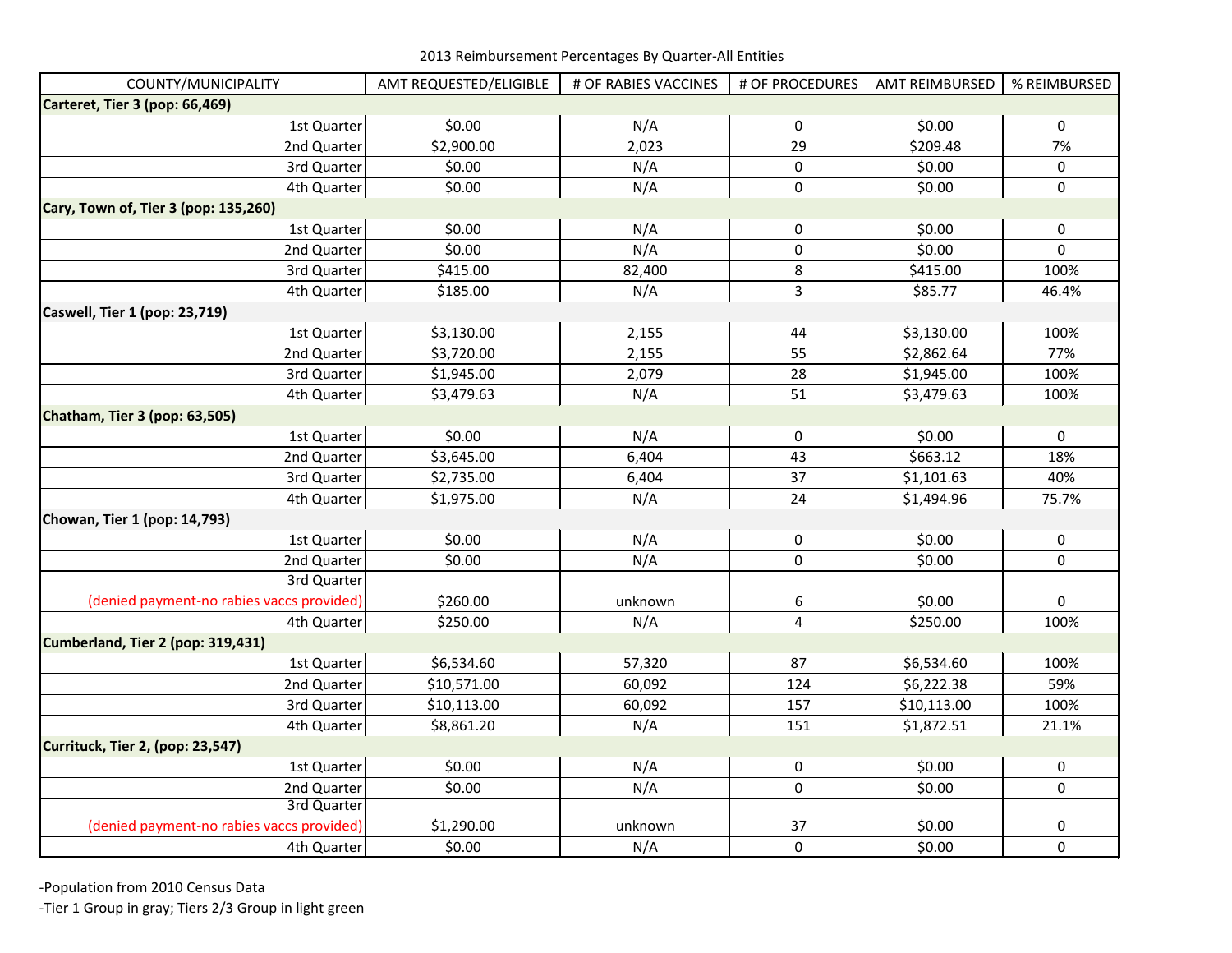2013 Reimbursement Percentages By Quarter-All Entities

| COUNTY/MUNICIPALITY | AMT REQUESTED/ELIGIBLE | # OF RABIES VACCINES | # OF PROCEDURES | AMT REIMBURSED | % REIMBURSED |
|---|---|---|---|---|---|
| **Carteret, Tier 3 (pop: 66,469)** | | | | | |
| 1st Quarter | $0.00 | N/A | 0 | $0.00 | 0 |
| 2nd Quarter | $2,900.00 | 2,023 | 29 | $209.48 | 7% |
| 3rd Quarter | $0.00 | N/A | 0 | $0.00 | 0 |
| 4th Quarter | $0.00 | N/A | 0 | $0.00 | 0 |
| **Cary, Town of, Tier 3 (pop: 135,260)** | | | | | |
| 1st Quarter | $0.00 | N/A | 0 | $0.00 | 0 |
| 2nd Quarter | $0.00 | N/A | 0 | $0.00 | 0 |
| 3rd Quarter | $415.00 | 82,400 | 8 | $415.00 | 100% |
| 4th Quarter | $185.00 | N/A | 3 | $85.77 | 46.4% |
| **Caswell, Tier 1 (pop: 23,719)** | | | | | |
| 1st Quarter | $3,130.00 | 2,155 | 44 | $3,130.00 | 100% |
| 2nd Quarter | $3,720.00 | 2,155 | 55 | $2,862.64 | 77% |
| 3rd Quarter | $1,945.00 | 2,079 | 28 | $1,945.00 | 100% |
| 4th Quarter | $3,479.63 | N/A | 51 | $3,479.63 | 100% |
| **Chatham, Tier 3 (pop: 63,505)** | | | | | |
| 1st Quarter | $0.00 | N/A | 0 | $0.00 | 0 |
| 2nd Quarter | $3,645.00 | 6,404 | 43 | $663.12 | 18% |
| 3rd Quarter | $2,735.00 | 6,404 | 37 | $1,101.63 | 40% |
| 4th Quarter | $1,975.00 | N/A | 24 | $1,494.96 | 75.7% |
| **Chowan, Tier 1 (pop: 14,793)** | | | | | |
| 1st Quarter | $0.00 | N/A | 0 | $0.00 | 0 |
| 2nd Quarter | $0.00 | N/A | 0 | $0.00 | 0 |
| 3rd Quarter (denied payment-no rabies vaccs provided) | $260.00 | unknown | 6 | $0.00 | 0 |
| 4th Quarter | $250.00 | N/A | 4 | $250.00 | 100% |
| **Cumberland, Tier 2 (pop: 319,431)** | | | | | |
| 1st Quarter | $6,534.60 | 57,320 | 87 | $6,534.60 | 100% |
| 2nd Quarter | $10,571.00 | 60,092 | 124 | $6,222.38 | 59% |
| 3rd Quarter | $10,113.00 | 60,092 | 157 | $10,113.00 | 100% |
| 4th Quarter | $8,861.20 | N/A | 151 | $1,872.51 | 21.1% |
| **Currituck, Tier 2, (pop: 23,547)** | | | | | |
| 1st Quarter | $0.00 | N/A | 0 | $0.00 | 0 |
| 2nd Quarter | $0.00 | N/A | 0 | $0.00 | 0 |
| 3rd Quarter (denied payment-no rabies vaccs provided) | $1,290.00 | unknown | 37 | $0.00 | 0 |
| 4th Quarter | $0.00 | N/A | 0 | $0.00 | 0 |

-Population from 2010 Census Data

-Tier 1 Group in gray; Tiers 2/3 Group in light green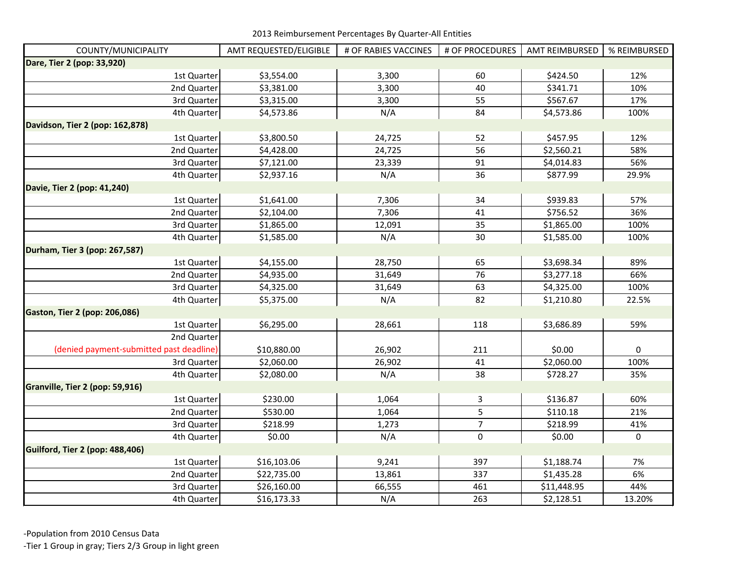2013 Reimbursement Percentages By Quarter-All Entities

| COUNTY/MUNICIPALITY | AMT REQUESTED/ELIGIBLE | # OF RABIES VACCINES | # OF PROCEDURES | AMT REIMBURSED | % REIMBURSED |
|---|---|---|---|---|---|
| **Dare, Tier 2 (pop: 33,920)** | | | | | |
| 1st Quarter | $3,554.00 | 3,300 | 60 | $424.50 | 12% |
| 2nd Quarter | $3,381.00 | 3,300 | 40 | $341.71 | 10% |
| 3rd Quarter | $3,315.00 | 3,300 | 55 | $567.67 | 17% |
| 4th Quarter | $4,573.86 | N/A | 84 | $4,573.86 | 100% |
| **Davidson, Tier 2 (pop: 162,878)** | | | | | |
| 1st Quarter | $3,800.50 | 24,725 | 52 | $457.95 | 12% |
| 2nd Quarter | $4,428.00 | 24,725 | 56 | $2,560.21 | 58% |
| 3rd Quarter | $7,121.00 | 23,339 | 91 | $4,014.83 | 56% |
| 4th Quarter | $2,937.16 | N/A | 36 | $877.99 | 29.9% |
| **Davie, Tier 2 (pop: 41,240)** | | | | | |
| 1st Quarter | $1,641.00 | 7,306 | 34 | $939.83 | 57% |
| 2nd Quarter | $2,104.00 | 7,306 | 41 | $756.52 | 36% |
| 3rd Quarter | $1,865.00 | 12,091 | 35 | $1,865.00 | 100% |
| 4th Quarter | $1,585.00 | N/A | 30 | $1,585.00 | 100% |
| **Durham, Tier 3 (pop: 267,587)** | | | | | |
| 1st Quarter | $4,155.00 | 28,750 | 65 | $3,698.34 | 89% |
| 2nd Quarter | $4,935.00 | 31,649 | 76 | $3,277.18 | 66% |
| 3rd Quarter | $4,325.00 | 31,649 | 63 | $4,325.00 | 100% |
| 4th Quarter | $5,375.00 | N/A | 82 | $1,210.80 | 22.5% |
| **Gaston, Tier 2 (pop: 206,086)** | | | | | |
| 1st Quarter | $6,295.00 | 28,661 | 118 | $3,686.89 | 59% |
| 2nd Quarter (denied payment-submitted past deadline) | $10,880.00 | 26,902 | 211 | $0.00 | 0 |
| 3rd Quarter | $2,060.00 | 26,902 | 41 | $2,060.00 | 100% |
| 4th Quarter | $2,080.00 | N/A | 38 | $728.27 | 35% |
| **Granville, Tier 2 (pop: 59,916)** | | | | | |
| 1st Quarter | $230.00 | 1,064 | 3 | $136.87 | 60% |
| 2nd Quarter | $530.00 | 1,064 | 5 | $110.18 | 21% |
| 3rd Quarter | $218.99 | 1,273 | 7 | $218.99 | 41% |
| 4th Quarter | $0.00 | N/A | 0 | $0.00 | 0 |
| **Guilford, Tier 2 (pop: 488,406)** | | | | | |
| 1st Quarter | $16,103.06 | 9,241 | 397 | $1,188.74 | 7% |
| 2nd Quarter | $22,735.00 | 13,861 | 337 | $1,435.28 | 6% |
| 3rd Quarter | $26,160.00 | 66,555 | 461 | $11,448.95 | 44% |
| 4th Quarter | $16,173.33 | N/A | 263 | $2,128.51 | 13.20% |

-Population from 2010 Census Data

-Tier 1 Group in gray; Tiers 2/3 Group in light green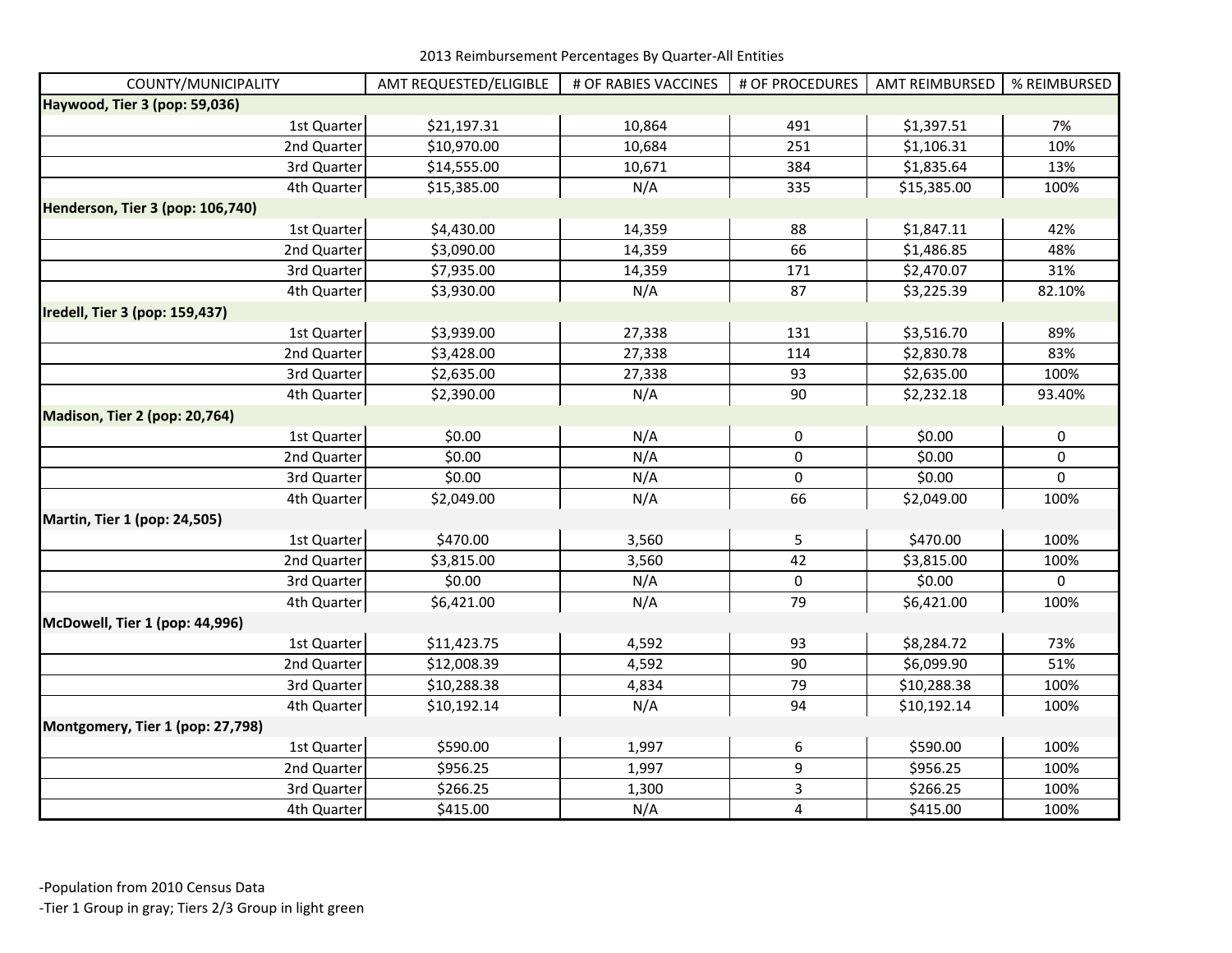2013 Reimbursement Percentages By Quarter-All Entities

| COUNTY/MUNICIPALITY | AMT REQUESTED/ELIGIBLE | # OF RABIES VACCINES | # OF PROCEDURES | AMT REIMBURSED | % REIMBURSED |
|---|---|---|---|---|---|
| **Haywood, Tier 3 (pop: 59,036)** | | | | | |
| 1st Quarter | $21,197.31 | 10,864 | 491 | $1,397.51 | 7% |
| 2nd Quarter | $10,970.00 | 10,684 | 251 | $1,106.31 | 10% |
| 3rd Quarter | $14,555.00 | 10,671 | 384 | $1,835.64 | 13% |
| 4th Quarter | $15,385.00 | N/A | 335 | $15,385.00 | 100% |
| **Henderson, Tier 3 (pop: 106,740)** | | | | | |
| 1st Quarter | $4,430.00 | 14,359 | 88 | $1,847.11 | 42% |
| 2nd Quarter | $3,090.00 | 14,359 | 66 | $1,486.85 | 48% |
| 3rd Quarter | $7,935.00 | 14,359 | 171 | $2,470.07 | 31% |
| 4th Quarter | $3,930.00 | N/A | 87 | $3,225.39 | 82.10% |
| **Iredell, Tier 3 (pop: 159,437)** | | | | | |
| 1st Quarter | $3,939.00 | 27,338 | 131 | $3,516.70 | 89% |
| 2nd Quarter | $3,428.00 | 27,338 | 114 | $2,830.78 | 83% |
| 3rd Quarter | $2,635.00 | 27,338 | 93 | $2,635.00 | 100% |
| 4th Quarter | $2,390.00 | N/A | 90 | $2,232.18 | 93.40% |
| **Madison, Tier 2 (pop: 20,764)** | | | | | |
| 1st Quarter | $0.00 | N/A | 0 | $0.00 | 0 |
| 2nd Quarter | $0.00 | N/A | 0 | $0.00 | 0 |
| 3rd Quarter | $0.00 | N/A | 0 | $0.00 | 0 |
| 4th Quarter | $2,049.00 | N/A | 66 | $2,049.00 | 100% |
| **Martin, Tier 1 (pop: 24,505)** | | | | | |
| 1st Quarter | $470.00 | 3,560 | 5 | $470.00 | 100% |
| 2nd Quarter | $3,815.00 | 3,560 | 42 | $3,815.00 | 100% |
| 3rd Quarter | $0.00 | N/A | 0 | $0.00 | 0 |
| 4th Quarter | $6,421.00 | N/A | 79 | $6,421.00 | 100% |
| **McDowell, Tier 1 (pop: 44,996)** | | | | | |
| 1st Quarter | $11,423.75 | 4,592 | 93 | $8,284.72 | 73% |
| 2nd Quarter | $12,008.39 | 4,592 | 90 | $6,099.90 | 51% |
| 3rd Quarter | $10,288.38 | 4,834 | 79 | $10,288.38 | 100% |
| 4th Quarter | $10,192.14 | N/A | 94 | $10,192.14 | 100% |
| **Montgomery, Tier 1 (pop: 27,798)** | | | | | |
| 1st Quarter | $590.00 | 1,997 | 6 | $590.00 | 100% |
| 2nd Quarter | $956.25 | 1,997 | 9 | $956.25 | 100% |
| 3rd Quarter | $266.25 | 1,300 | 3 | $266.25 | 100% |
| 4th Quarter | $415.00 | N/A | 4 | $415.00 | 100% |

-Population from 2010 Census Data

-Tier 1 Group in gray; Tiers 2/3 Group in light green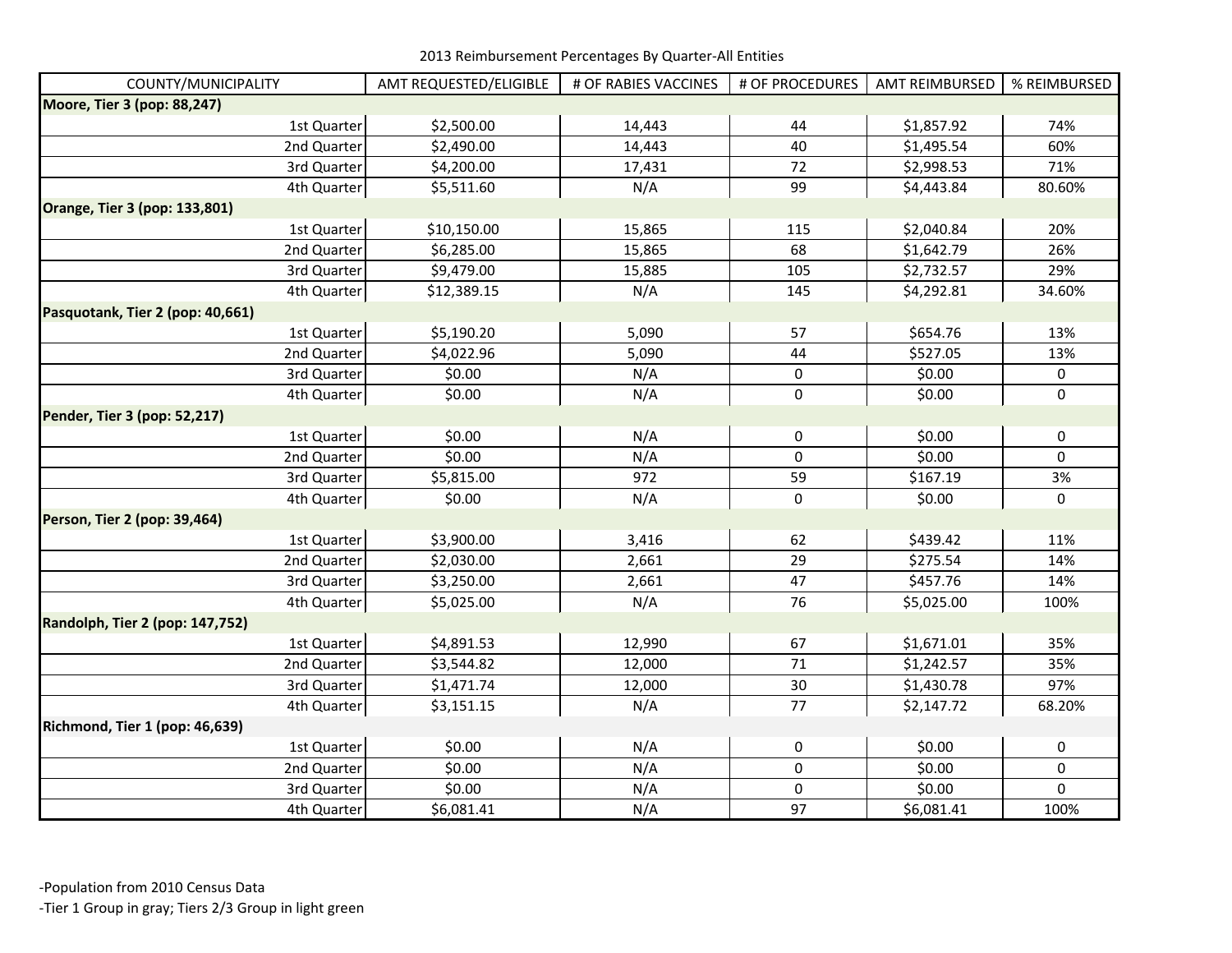2013 Reimbursement Percentages By Quarter-All Entities

| COUNTY/MUNICIPALITY | AMT REQUESTED/ELIGIBLE | # OF RABIES VACCINES | # OF PROCEDURES | AMT REIMBURSED | % REIMBURSED |
|---|---|---|---|---|---|
| **Moore, Tier 3 (pop: 88,247)** | | | | | |
| 1st Quarter | $2,500.00 | 14,443 | 44 | $1,857.92 | 74% |
| 2nd Quarter | $2,490.00 | 14,443 | 40 | $1,495.54 | 60% |
| 3rd Quarter | $4,200.00 | 17,431 | 72 | $2,998.53 | 71% |
| 4th Quarter | $5,511.60 | N/A | 99 | $4,443.84 | 80.60% |
| **Orange, Tier 3 (pop: 133,801)** | | | | | |
| 1st Quarter | $10,150.00 | 15,865 | 115 | $2,040.84 | 20% |
| 2nd Quarter | $6,285.00 | 15,865 | 68 | $1,642.79 | 26% |
| 3rd Quarter | $9,479.00 | 15,885 | 105 | $2,732.57 | 29% |
| 4th Quarter | $12,389.15 | N/A | 145 | $4,292.81 | 34.60% |
| **Pasquotank, Tier 2 (pop: 40,661)** | | | | | |
| 1st Quarter | $5,190.20 | 5,090 | 57 | $654.76 | 13% |
| 2nd Quarter | $4,022.96 | 5,090 | 44 | $527.05 | 13% |
| 3rd Quarter | $0.00 | N/A | 0 | $0.00 | 0 |
| 4th Quarter | $0.00 | N/A | 0 | $0.00 | 0 |
| **Pender, Tier 3 (pop: 52,217)** | | | | | |
| 1st Quarter | $0.00 | N/A | 0 | $0.00 | 0 |
| 2nd Quarter | $0.00 | N/A | 0 | $0.00 | 0 |
| 3rd Quarter | $5,815.00 | 972 | 59 | $167.19 | 3% |
| 4th Quarter | $0.00 | N/A | 0 | $0.00 | 0 |
| **Person, Tier 2 (pop: 39,464)** | | | | | |
| 1st Quarter | $3,900.00 | 3,416 | 62 | $439.42 | 11% |
| 2nd Quarter | $2,030.00 | 2,661 | 29 | $275.54 | 14% |
| 3rd Quarter | $3,250.00 | 2,661 | 47 | $457.76 | 14% |
| 4th Quarter | $5,025.00 | N/A | 76 | $5,025.00 | 100% |
| **Randolph, Tier 2 (pop: 147,752)** | | | | | |
| 1st Quarter | $4,891.53 | 12,990 | 67 | $1,671.01 | 35% |
| 2nd Quarter | $3,544.82 | 12,000 | 71 | $1,242.57 | 35% |
| 3rd Quarter | $1,471.74 | 12,000 | 30 | $1,430.78 | 97% |
| 4th Quarter | $3,151.15 | N/A | 77 | $2,147.72 | 68.20% |
| **Richmond, Tier 1 (pop: 46,639)** | | | | | |
| 1st Quarter | $0.00 | N/A | 0 | $0.00 | 0 |
| 2nd Quarter | $0.00 | N/A | 0 | $0.00 | 0 |
| 3rd Quarter | $0.00 | N/A | 0 | $0.00 | 0 |
| 4th Quarter | $6,081.41 | N/A | 97 | $6,081.41 | 100% |

-Population from 2010 Census Data

-Tier 1 Group in gray; Tiers 2/3 Group in light green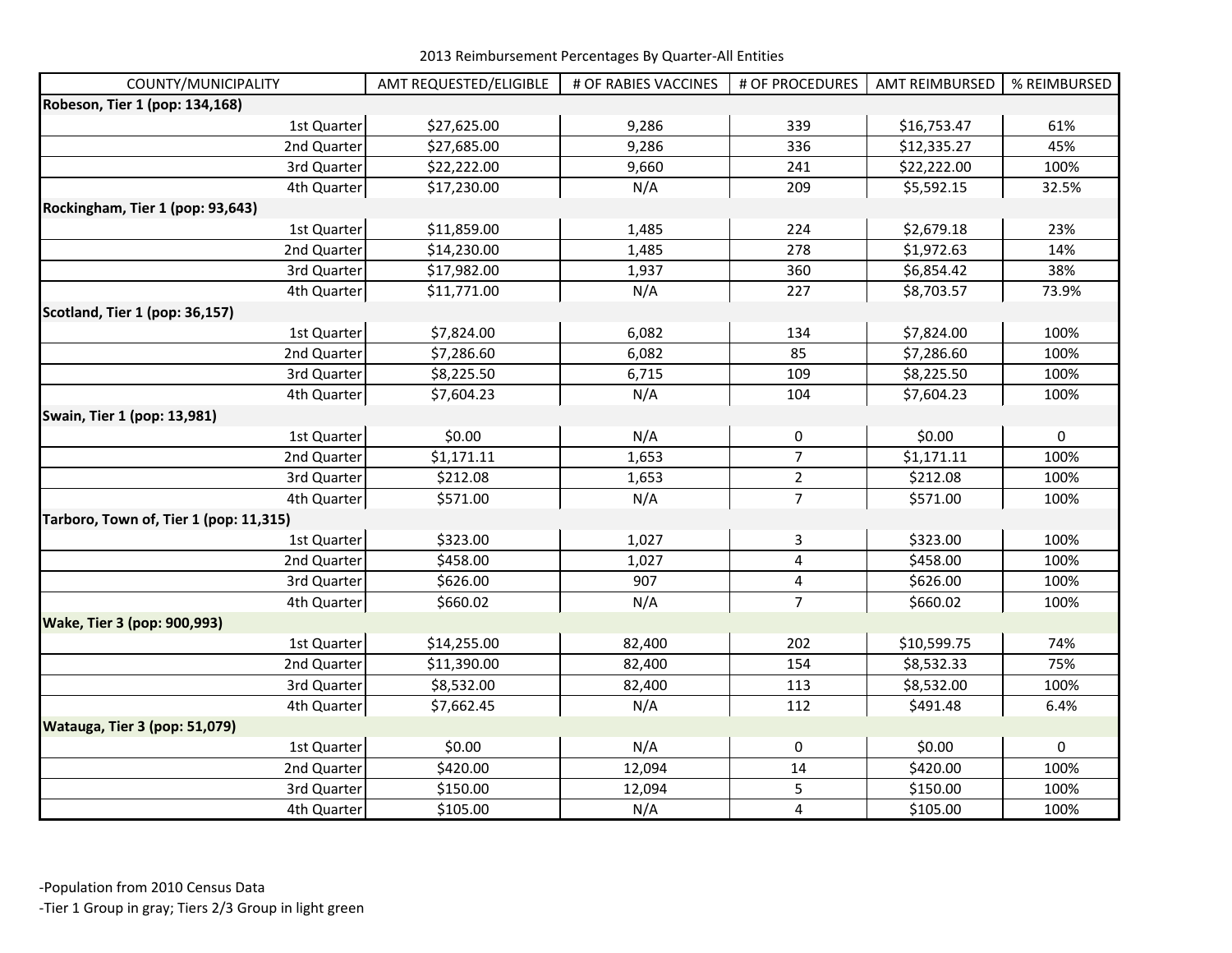2013 Reimbursement Percentages By Quarter-All Entities

| COUNTY/MUNICIPALITY | AMT REQUESTED/ELIGIBLE | # OF RABIES VACCINES | # OF PROCEDURES | AMT REIMBURSED | % REIMBURSED |
|---|---|---|---|---|---|
| **Robeson, Tier 1 (pop: 134,168)** | | | | | |
| 1st Quarter | $27,625.00 | 9,286 | 339 | $16,753.47 | 61% |
| 2nd Quarter | $27,685.00 | 9,286 | 336 | $12,335.27 | 45% |
| 3rd Quarter | $22,222.00 | 9,660 | 241 | $22,222.00 | 100% |
| 4th Quarter | $17,230.00 | N/A | 209 | $5,592.15 | 32.5% |
| **Rockingham, Tier 1 (pop: 93,643)** | | | | | |
| 1st Quarter | $11,859.00 | 1,485 | 224 | $2,679.18 | 23% |
| 2nd Quarter | $14,230.00 | 1,485 | 278 | $1,972.63 | 14% |
| 3rd Quarter | $17,982.00 | 1,937 | 360 | $6,854.42 | 38% |
| 4th Quarter | $11,771.00 | N/A | 227 | $8,703.57 | 73.9% |
| **Scotland, Tier 1 (pop: 36,157)** | | | | | |
| 1st Quarter | $7,824.00 | 6,082 | 134 | $7,824.00 | 100% |
| 2nd Quarter | $7,286.60 | 6,082 | 85 | $7,286.60 | 100% |
| 3rd Quarter | $8,225.50 | 6,715 | 109 | $8,225.50 | 100% |
| 4th Quarter | $7,604.23 | N/A | 104 | $7,604.23 | 100% |
| **Swain, Tier 1 (pop: 13,981)** | | | | | |
| 1st Quarter | $0.00 | N/A | 0 | $0.00 | 0 |
| 2nd Quarter | $1,171.11 | 1,653 | 7 | $1,171.11 | 100% |
| 3rd Quarter | $212.08 | 1,653 | 2 | $212.08 | 100% |
| 4th Quarter | $571.00 | N/A | 7 | $571.00 | 100% |
| **Tarboro, Town of, Tier 1 (pop: 11,315)** | | | | | |
| 1st Quarter | $323.00 | 1,027 | 3 | $323.00 | 100% |
| 2nd Quarter | $458.00 | 1,027 | 4 | $458.00 | 100% |
| 3rd Quarter | $626.00 | 907 | 4 | $626.00 | 100% |
| 4th Quarter | $660.02 | N/A | 7 | $660.02 | 100% |
| **Wake, Tier 3 (pop: 900,993)** | | | | | |
| 1st Quarter | $14,255.00 | 82,400 | 202 | $10,599.75 | 74% |
| 2nd Quarter | $11,390.00 | 82,400 | 154 | $8,532.33 | 75% |
| 3rd Quarter | $8,532.00 | 82,400 | 113 | $8,532.00 | 100% |
| 4th Quarter | $7,662.45 | N/A | 112 | $491.48 | 6.4% |
| **Watauga, Tier 3 (pop: 51,079)** | | | | | |
| 1st Quarter | $0.00 | N/A | 0 | $0.00 | 0 |
| 2nd Quarter | $420.00 | 12,094 | 14 | $420.00 | 100% |
| 3rd Quarter | $150.00 | 12,094 | 5 | $150.00 | 100% |
| 4th Quarter | $105.00 | N/A | 4 | $105.00 | 100% |

-Population from 2010 Census Data

-Tier 1 Group in gray; Tiers 2/3 Group in light green